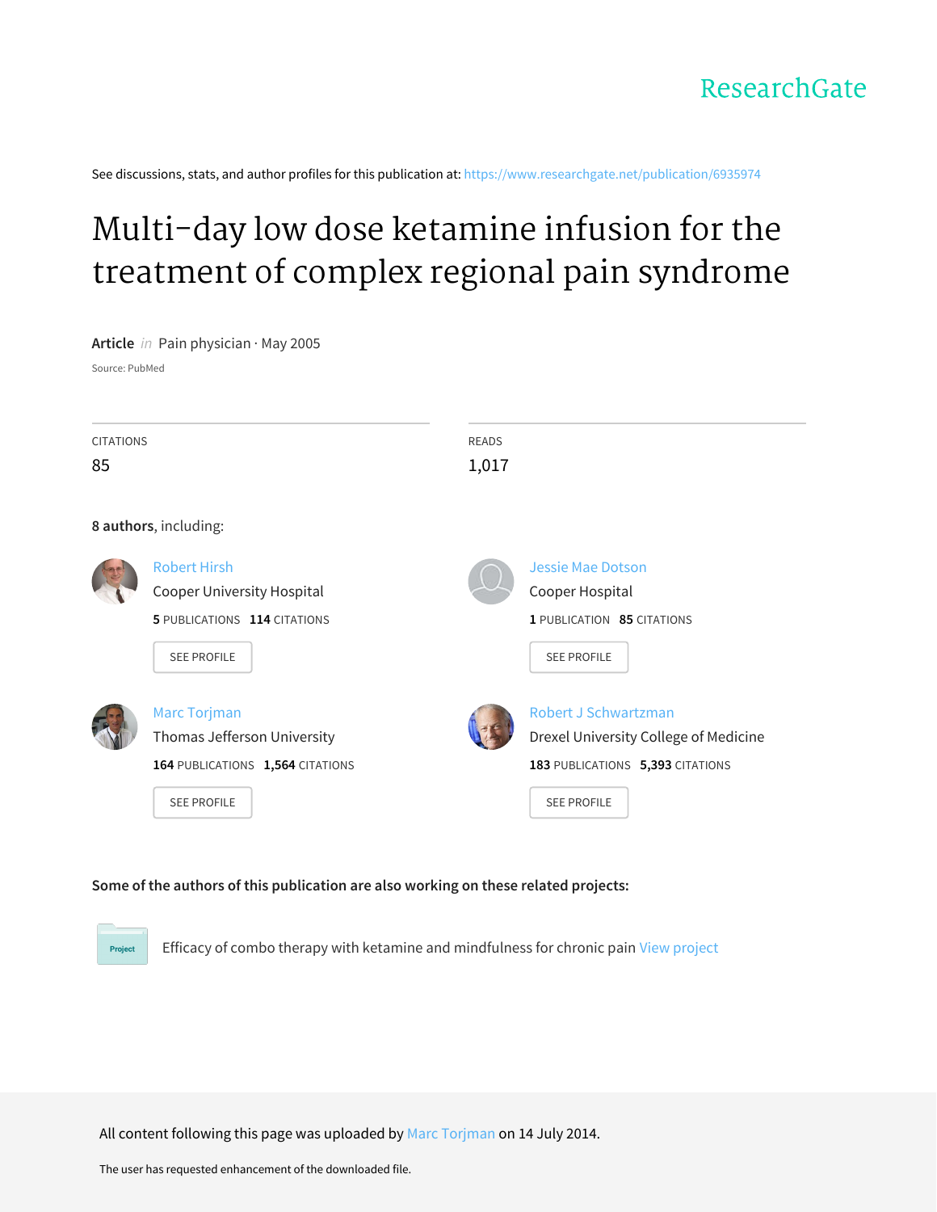ResearchGate

See discussions, stats, and author profiles for this publication at: https://www.researchgate.net/publication/6935974

# Multi-day low dose ketamine infusion for the treatment of complex regional pain syndrome

**Article** *in* Pain physician · May 2005

Source: PubMed

CITATIONS

85

READS

1,017

**8 authors**, including:

Robert Hirsh
Cooper University Hospital
**5** PUBLICATIONS **114** CITATIONS
SEE PROFILE

Jessie Mae Dotson
Cooper Hospital
**1** PUBLICATION **85** CITATIONS
SEE PROFILE

Marc Torjman
Thomas Jefferson University
**164** PUBLICATIONS **1,564** CITATIONS
SEE PROFILE

Robert J Schwartzman
Drexel University College of Medicine
**183** PUBLICATIONS **5,393** CITATIONS
SEE PROFILE

**Some of the authors of this publication are also working on these related projects:**

Project: Efficacy of combo therapy with ketamine and mindfulness for chronic pain View project

All content following this page was uploaded by Marc Torjman on 14 July 2014.

The user has requested enhancement of the downloaded file.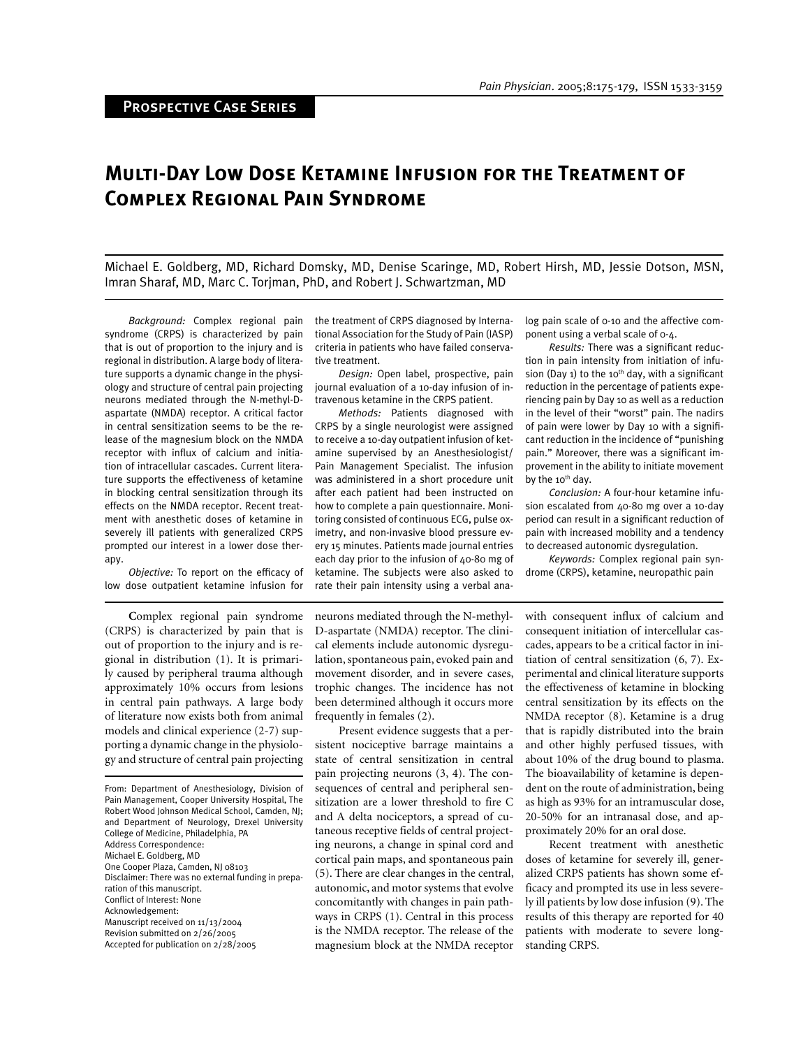**Prospective Case Series**

# Multi-Day Low Dose Ketamine Infusion for the Treatment of Complex Regional Pain Syndrome

Michael E. Goldberg, MD, Richard Domsky, MD, Denise Scaringe, MD, Robert Hirsh, MD, Jessie Dotson, MSN, Imran Sharaf, MD, Marc C. Torjman, PhD, and Robert J. Schwartzman, MD

*Background:* Complex regional pain syndrome (CRPS) is characterized by pain that is out of proportion to the injury and is regional in distribution. A large body of literature supports a dynamic change in the physiology and structure of central pain projecting neurons mediated through the N-methyl-D-aspartate (NMDA) receptor. A critical factor in central sensitization seems to be the release of the magnesium block on the NMDA receptor with influx of calcium and initiation of intracellular cascades. Current literature supports the effectiveness of ketamine in blocking central sensitization through its effects on the NMDA receptor. Recent treatment with anesthetic doses of ketamine in severely ill patients with generalized CRPS prompted our interest in a lower dose therapy.

*Objective:* To report on the efficacy of low dose outpatient ketamine infusion for the treatment of CRPS diagnosed by International Association for the Study of Pain (IASP) criteria in patients who have failed conservative treatment.

*Design:* Open label, prospective, pain journal evaluation of a 10-day infusion of intravenous ketamine in the CRPS patient.

*Methods:* Patients diagnosed with CRPS by a single neurologist were assigned to receive a 10-day outpatient infusion of ketamine supervised by an Anesthesiologist/Pain Management Specialist. The infusion was administered in a short procedure unit after each patient had been instructed on how to complete a pain questionnaire. Monitoring consisted of continuous ECG, pulse oximetry, and non-invasive blood pressure every 15 minutes. Patients made journal entries each day prior to the infusion of 40-80 mg of ketamine. The subjects were also asked to rate their pain intensity using a verbal analog pain scale of 0-10 and the affective component using a verbal scale of 0-4.

*Results:* There was a significant reduction in pain intensity from initiation of infusion (Day 1) to the 10th day, with a significant reduction in the percentage of patients experiencing pain by Day 10 as well as a reduction in the level of their "worst" pain. The nadirs of pain were lower by Day 10 with a significant reduction in the incidence of "punishing pain." Moreover, there was a significant improvement in the ability to initiate movement by the 10th day.

*Conclusion:* A four-hour ketamine infusion escalated from 40-80 mg over a 10-day period can result in a significant reduction of pain with increased mobility and a tendency to decreased autonomic dysregulation.

*Keywords:* Complex regional pain syndrome (CRPS), ketamine, neuropathic pain

Complex regional pain syndrome (CRPS) is characterized by pain that is out of proportion to the injury and is regional in distribution (1). It is primarily caused by peripheral trauma although approximately 10% occurs from lesions in central pain pathways. A large body of literature now exists both from animal models and clinical experience (2-7) supporting a dynamic change in the physiology and structure of central pain projecting neurons mediated through the N-methyl-D-aspartate (NMDA) receptor. The clinical elements include autonomic dysregulation, spontaneous pain, evoked pain and movement disorder, and in severe cases, trophic changes. The incidence has not been determined although it occurs more frequently in females (2).

Present evidence suggests that a persistent nociceptive barrage maintains a state of central sensitization in central pain projecting neurons (3, 4). The consequences of central and peripheral sensitization are a lower threshold to fire C and A delta nociceptors, a spread of cutaneous receptive fields of central projecting neurons, a change in spinal cord and cortical pain maps, and spontaneous pain (5). There are clear changes in the central, autonomic, and motor systems that evolve concomitantly with changes in pain pathways in CRPS (1). Central in this process is the NMDA receptor. The release of the magnesium block at the NMDA receptor with consequent influx of calcium and consequent initiation of intercellular cascades, appears to be a critical factor in initiation of central sensitization (6, 7). Experimental and clinical literature supports the effectiveness of ketamine in blocking central sensitization by its effects on the NMDA receptor (8). Ketamine is a drug that is rapidly distributed into the brain and other highly perfused tissues, with about 10% of the drug bound to plasma. The bioavailability of ketamine is dependent on the route of administration, being as high as 93% for an intramuscular dose, 20-50% for an intranasal dose, and approximately 20% for an oral dose.

Recent treatment with anesthetic doses of ketamine for severely ill, generalized CRPS patients has shown some efficacy and prompted its use in less severely ill patients by low dose infusion (9). The results of this therapy are reported for 40 patients with moderate to severe longstanding CRPS.

From: Department of Anesthesiology, Division of Pain Management, Cooper University Hospital, The Robert Wood Johnson Medical School, Camden, NJ; and Department of Neurology, Drexel University College of Medicine, Philadelphia, PA
Address Correspondence:
Michael E. Goldberg, MD
One Cooper Plaza, Camden, NJ 08103
Disclaimer: There was no external funding in preparation of this manuscript.
Conflict of Interest: None
Acknowledgement:
Manuscript received on 11/13/2004
Revision submitted on 2/26/2005
Accepted for publication on 2/28/2005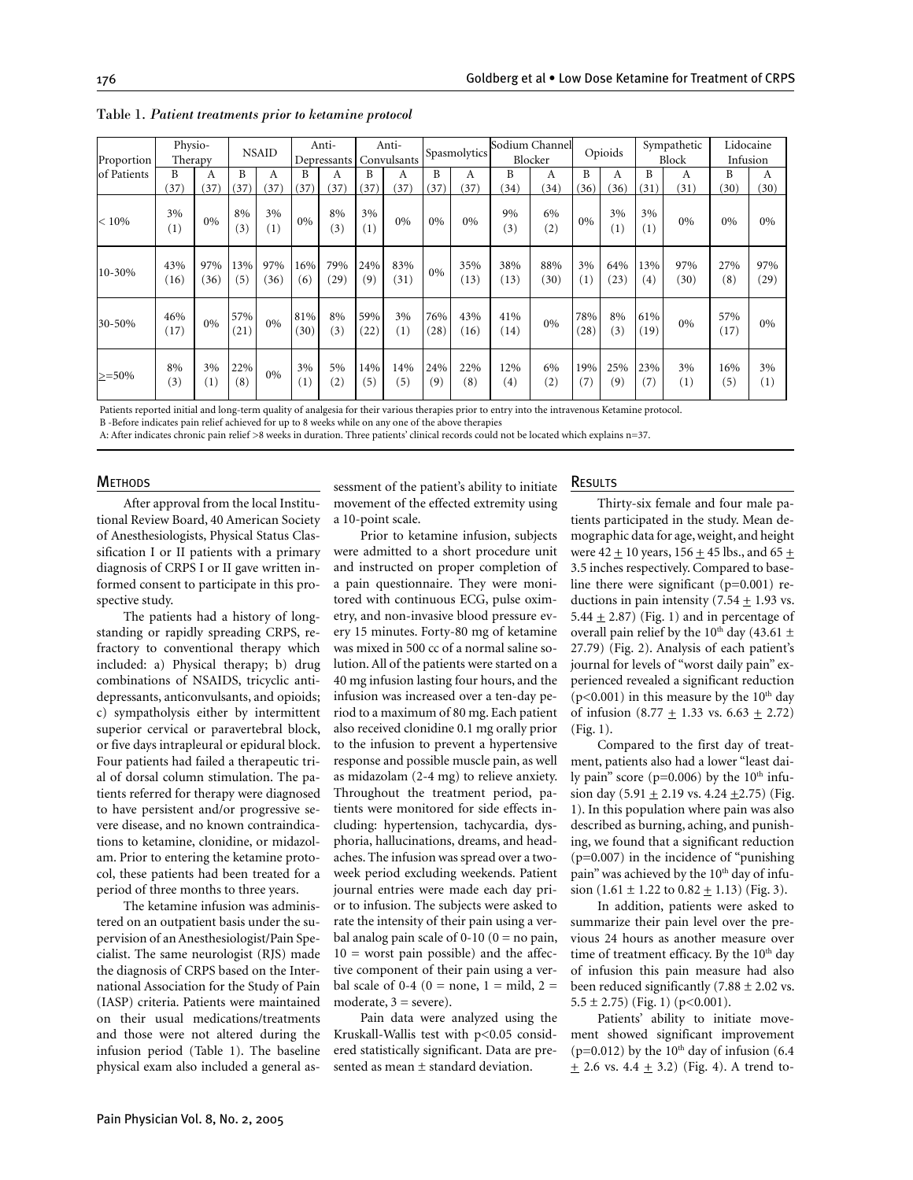**Table 1.** *Patient treatments prior to ketamine protocol*

| Proportion of Patients | Physio-Therapy | | NSAID | | Anti-Depressants | | Anti-Convulsants | | Spasmolytics | | Sodium Channel Blocker | | Opioids | | Sympathetic Block | | Lidocaine Infusion | |
|---|---|---|---|---|---|---|---|---|---|---|---|---|---|---|---|---|---|---|
| | B (37) | A (37) | B (37) | A (37) | B (37) | A (37) | B (37) | A (37) | B (37) | A (37) | B (34) | A (34) | B (36) | A (36) | B (31) | A (31) | B (30) | A (30) |
| < 10% | 3% (1) | 0% | 8% (3) | 3% (1) | 0% | 8% (3) | 3% (1) | 0% | 0% | 0% | 9% (3) | 6% (2) | 0% | 3% (1) | 3% (1) | 0% | 0% | 0% |
| 10-30% | 43% (16) | 97% (36) | 13% (5) | 97% (36) | 16% (6) | 79% (29) | 24% (9) | 83% (31) | 0% | 35% (13) | 38% (13) | 88% (30) | 3% (1) | 64% (23) | 13% (4) | 97% (30) | 27% (8) | 97% (29) |
| 30-50% | 46% (17) | 0% | 57% (21) | 0% | 81% (30) | 8% (3) | 59% (22) | 3% (1) | 76% (28) | 43% (16) | 41% (14) | 0% | 78% (28) | 8% (3) | 61% (19) | 0% | 57% (17) | 0% |
| >=50% | 8% (3) | 3% (1) | 22% (8) | 0% | 3% (1) | 5% (2) | 14% (5) | 14% (5) | 24% (9) | 22% (8) | 12% (4) | 6% (2) | 19% (7) | 25% (9) | 23% (7) | 3% (1) | 16% (5) | 3% (1) |

Patients reported initial and long-term quality of analgesia for their various therapies prior to entry into the intravenous Ketamine protocol.
B -Before indicates pain relief achieved for up to 8 weeks while on any one of the above therapies
A: After indicates chronic pain relief >8 weeks in duration. Three patients' clinical records could not be located which explains n=37.

## Methods

After approval from the local Institutional Review Board, 40 American Society of Anesthesiologists, Physical Status Classification I or II patients with a primary diagnosis of CRPS I or II gave written informed consent to participate in this prospective study.

The patients had a history of longstanding or rapidly spreading CRPS, refractory to conventional therapy which included: a) Physical therapy; b) drug combinations of NSAIDS, tricyclic antidepressants, anticonvulsants, and opioids; c) sympatholysis either by intermittent superior cervical or paravertebral block, or five days intrapleural or epidural block. Four patients had failed a therapeutic trial of dorsal column stimulation. The patients referred for therapy were diagnosed to have persistent and/or progressive severe disease, and no known contraindications to ketamine, clonidine, or midazolam. Prior to entering the ketamine protocol, these patients had been treated for a period of three months to three years.

The ketamine infusion was administered on an outpatient basis under the supervision of an Anesthesiologist/Pain Specialist. The same neurologist (RJS) made the diagnosis of CRPS based on the International Association for the Study of Pain (IASP) criteria. Patients were maintained on their usual medications/treatments and those were not altered during the infusion period (Table 1). The baseline physical exam also included a general assessment of the patient's ability to initiate movement of the effected extremity using a 10-point scale.

Prior to ketamine infusion, subjects were admitted to a short procedure unit and instructed on proper completion of a pain questionnaire. They were monitored with continuous ECG, pulse oximetry, and non-invasive blood pressure every 15 minutes. Forty-80 mg of ketamine was mixed in 500 cc of a normal saline solution. All of the patients were started on a 40 mg infusion lasting four hours, and the infusion was increased over a ten-day period to a maximum of 80 mg. Each patient also received clonidine 0.1 mg orally prior to the infusion to prevent a hypertensive response and possible muscle pain, as well as midazolam (2-4 mg) to relieve anxiety. Throughout the treatment period, patients were monitored for side effects including: hypertension, tachycardia, dysphoria, hallucinations, dreams, and headaches. The infusion was spread over a two-week period excluding weekends. Patient journal entries were made each day prior to infusion. The subjects were asked to rate the intensity of their pain using a verbal analog pain scale of 0-10 (0 = no pain, 10 = worst pain possible) and the affective component of their pain using a verbal scale of 0-4 (0 = none, 1 = mild, 2 = moderate, 3 = severe).

Pain data were analyzed using the Kruskall-Wallis test with $p<0.05$ considered statistically significant. Data are presented as mean ± standard deviation.

## Results

Thirty-six female and four male patients participated in the study. Mean demographic data for age, weight, and height were $42 \pm 10$ years, $156 \pm 45$ lbs., and $65 \pm 3.5$ inches respectively. Compared to baseline there were significant ($p=0.001$) reductions in pain intensity ($7.54 \pm 1.93$ vs. $5.44 \pm 2.87$) (Fig. 1) and in percentage of overall pain relief by the 10[th] day ($43.61 \pm 27.79$) (Fig. 2). Analysis of each patient's journal for levels of "worst daily pain" experienced revealed a significant reduction ($p<0.001$) in this measure by the 10[th] day of infusion ($8.77 \pm 1.33$ vs. $6.63 \pm 2.72$) (Fig. 1).

Compared to the first day of treatment, patients also had a lower "least daily pain" score ($p=0.006$) by the 10[th] infusion day ($5.91 \pm 2.19$ vs. $4.24 \pm 2.75$) (Fig. 1). In this population where pain was also described as burning, aching, and punishing, we found that a significant reduction ($p=0.007$) in the incidence of "punishing pain" was achieved by the 10[th] day of infusion ($1.61 \pm 1.22$ to $0.82 \pm 1.13$) (Fig. 3).

In addition, patients were asked to summarize their pain level over the previous 24 hours as another measure over time of treatment efficacy. By the 10[th] day of infusion this pain measure had also been reduced significantly ($7.88 \pm 2.02$ vs. $5.5 \pm 2.75$) (Fig. 1) ($p<0.001$).

Patients' ability to initiate movement showed significant improvement ($p=0.012$) by the 10[th] day of infusion ($6.4 \pm 2.6$ vs. $4.4 \pm 3.2$) (Fig. 4). A trend to-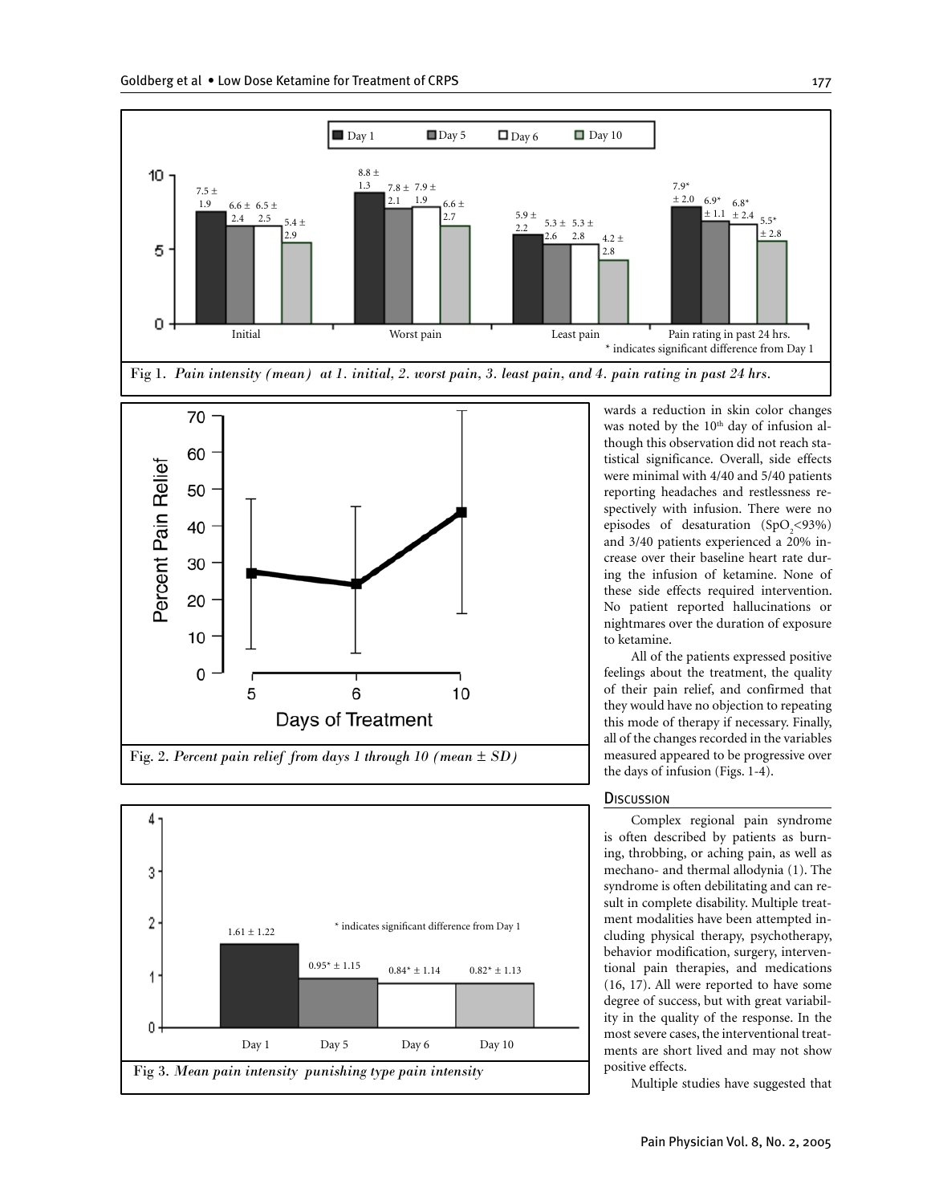Fig 1. *Pain intensity (mean) at 1. initial, 2. worst pain, 3. least pain, and 4. pain rating in past 24 hrs.*

Fig. 2. *Percent pain relief from days 1 through 10 (mean ± SD)*

Fig 3. *Mean pain intensity punishing type pain intensity*

wards a reduction in skin color changes was noted by the 10th day of infusion although this observation did not reach statistical significance. Overall, side effects were minimal with 4/40 and 5/40 patients reporting headaches and restlessness respectively with infusion. There were no episodes of desaturation ($SpO_2$<93%) and 3/40 patients experienced a 20% increase over their baseline heart rate during the infusion of ketamine. None of these side effects required intervention. No patient reported hallucinations or nightmares over the duration of exposure to ketamine.

All of the patients expressed positive feelings about the treatment, the quality of their pain relief, and confirmed that they would have no objection to repeating this mode of therapy if necessary. Finally, all of the changes recorded in the variables measured appeared to be progressive over the days of infusion (Figs. 1-4).

## Discussion

Complex regional pain syndrome is often described by patients as burning, throbbing, or aching pain, as well as mechano- and thermal allodynia (1). The syndrome is often debilitating and can result in complete disability. Multiple treatment modalities have been attempted including physical therapy, psychotherapy, behavior modification, surgery, interventional pain therapies, and medications (16, 17). All were reported to have some degree of success, but with great variability in the quality of the response. In the most severe cases, the interventional treatments are short lived and may not show positive effects.

Multiple studies have suggested that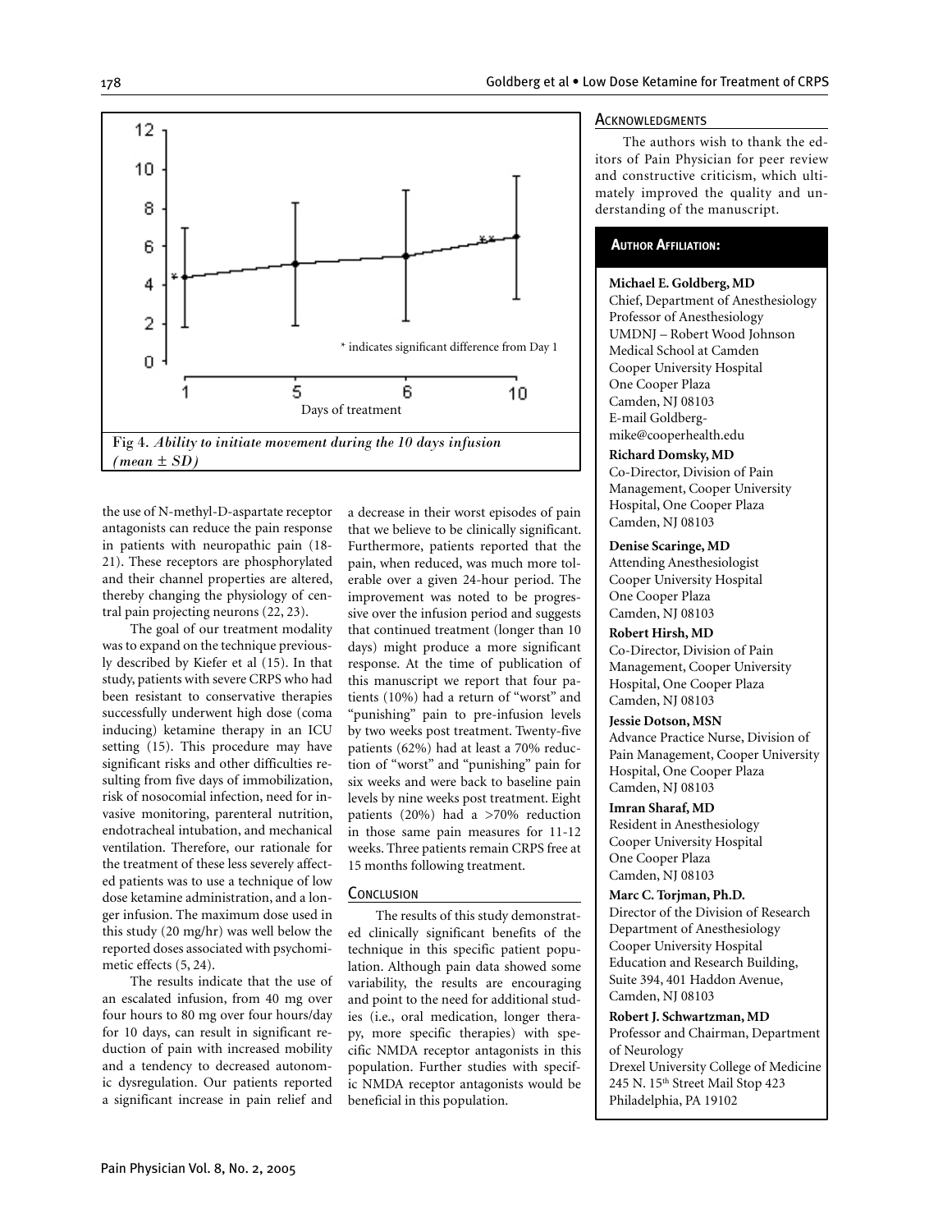Fig 4. *Ability to initiate movement during the 10 days infusion (mean ± SD)*

the use of N-methyl-D-aspartate receptor antagonists can reduce the pain response in patients with neuropathic pain (18-21). These receptors are phosphorylated and their channel properties are altered, thereby changing the physiology of central pain projecting neurons (22, 23).

The goal of our treatment modality was to expand on the technique previously described by Kiefer et al (15). In that study, patients with severe CRPS who had been resistant to conservative therapies successfully underwent high dose (coma inducing) ketamine therapy in an ICU setting (15). This procedure may have significant risks and other difficulties resulting from five days of immobilization, risk of nosocomial infection, need for invasive monitoring, parenteral nutrition, endotracheal intubation, and mechanical ventilation. Therefore, our rationale for the treatment of these less severely affected patients was to use a technique of low dose ketamine administration, and a longer infusion. The maximum dose used in this study (20 mg/hr) was well below the reported doses associated with psychomimetic effects (5, 24).

The results indicate that the use of an escalated infusion, from 40 mg over four hours to 80 mg over four hours/day for 10 days, can result in significant reduction of pain with increased mobility and a tendency to decreased autonomic dysregulation. Our patients reported a significant increase in pain relief and a decrease in their worst episodes of pain that we believe to be clinically significant. Furthermore, patients reported that the pain, when reduced, was much more tolerable over a given 24-hour period. The improvement was noted to be progressive over the infusion period and suggests that continued treatment (longer than 10 days) might produce a more significant response. At the time of publication of this manuscript we report that four patients (10%) had a return of "worst" and "punishing" pain to pre-infusion levels by two weeks post treatment. Twenty-five patients (62%) had at least a 70% reduction of "worst" and "punishing" pain for six weeks and were back to baseline pain levels by nine weeks post treatment. Eight patients (20%) had a >70% reduction in those same pain measures for 11-12 weeks. Three patients remain CRPS free at 15 months following treatment.

## Conclusion

The results of this study demonstrated clinically significant benefits of the technique in this specific patient population. Although pain data showed some variability, the results are encouraging and point to the need for additional studies (i.e., oral medication, longer therapy, more specific therapies) with specific NMDA receptor antagonists in this population. Further studies with specific NMDA receptor antagonists would be beneficial in this population.

## Acknowledgments

The authors wish to thank the editors of Pain Physician for peer review and constructive criticism, which ultimately improved the quality and understanding of the manuscript.

## Author Affiliation:

**Michael E. Goldberg, MD**
Chief, Department of Anesthesiology
Professor of Anesthesiology
UMDNJ – Robert Wood Johnson Medical School at Camden
Cooper University Hospital
One Cooper Plaza
Camden, NJ 08103
E-mail Goldberg-mike@cooperhealth.edu

**Richard Domsky, MD**
Co-Director, Division of Pain Management, Cooper University Hospital, One Cooper Plaza
Camden, NJ 08103

**Denise Scaringe, MD**
Attending Anesthesiologist
Cooper University Hospital
One Cooper Plaza
Camden, NJ 08103

**Robert Hirsh, MD**
Co-Director, Division of Pain Management, Cooper University Hospital, One Cooper Plaza
Camden, NJ 08103

**Jessie Dotson, MSN**
Advance Practice Nurse, Division of Pain Management, Cooper University Hospital, One Cooper Plaza
Camden, NJ 08103

**Imran Sharaf, MD**
Resident in Anesthesiology
Cooper University Hospital
One Cooper Plaza
Camden, NJ 08103

**Marc C. Torjman, Ph.D.**
Director of the Division of Research
Department of Anesthesiology
Cooper University Hospital
Education and Research Building, Suite 394, 401 Haddon Avenue, Camden, NJ 08103

**Robert J. Schwartzman, MD**
Professor and Chairman, Department of Neurology
Drexel University College of Medicine
245 N. 15th Street Mail Stop 423
Philadelphia, PA 19102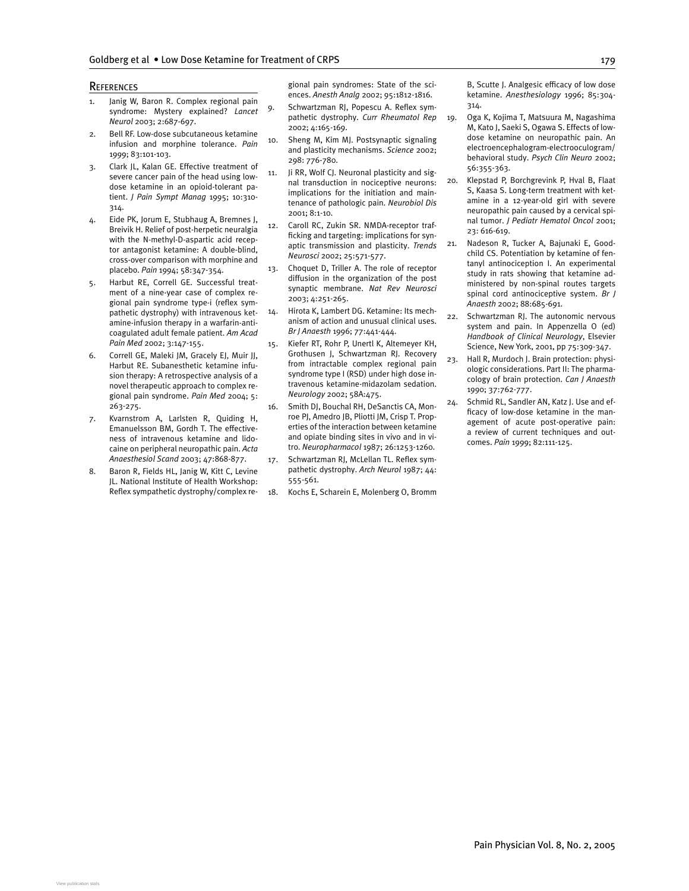## References

1. Janig W, Baron R. Complex regional pain syndrome: Mystery explained? *Lancet Neurol* 2003; 2:687-697.
2. Bell RF. Low-dose subcutaneous ketamine infusion and morphine tolerance. *Pain* 1999; 83:101-103.
3. Clark JL, Kalan GE. Effective treatment of severe cancer pain of the head using low-dose ketamine in an opioid-tolerant patient. *J Pain Sympt Manag* 1995; 10:310-314.
4. Eide PK, Jorum E, Stubhaug A, Bremnes J, Breivik H. Relief of post-herpetic neuralgia with the N-methyl-D-aspartic acid receptor antagonist ketamine: A double-blind, cross-over comparison with morphine and placebo. *Pain* 1994; 58:347-354.
5. Harbut RE, Correll GE. Successful treatment of a nine-year case of complex regional pain syndrome type-i (reflex sympathetic dystrophy) with intravenous ketamine-infusion therapy in a warfarin-anticoagulated adult female patient. *Am Acad Pain Med* 2002; 3:147-155.
6. Correll GE, Maleki JM, Gracely EJ, Muir JJ, Harbut RE. Subanesthetic ketamine infusion therapy: A retrospective analysis of a novel therapeutic approach to complex regional pain syndrome. *Pain Med* 2004; 5: 263-275.
7. Kvarnstrom A, Larlsten R, Quiding H, Emanuelsson BM, Gordh T. The effectiveness of intravenous ketamine and lidocaine on peripheral neuropathic pain. *Acta Anaesthesiol Scand* 2003; 47:868-877.
8. Baron R, Fields HL, Janig W, Kitt C, Levine JL. National Institute of Health Workshop: Reflex sympathetic dystrophy/complex regional pain syndromes: State of the sciences. *Anesth Analg* 2002; 95:1812-1816.
9. Schwartzman RJ, Popescu A. Reflex sympathetic dystrophy. *Curr Rheumatol Rep* 2002; 4:165-169.
10. Sheng M, Kim MJ. Postsynaptic signaling and plasticity mechanisms. *Science* 2002; 298: 776-780.
11. Ji RR, Wolf CJ. Neuronal plasticity and signal transduction in nociceptive neurons: implications for the initiation and maintenance of pathologic pain. *Neurobiol Dis* 2001; 8:1-10.
12. Caroll RC, Zukin SR. NMDA-receptor trafficking and targeting: implications for synaptic transmission and plasticity. *Trends Neurosci* 2002; 25:571-577.
13. Choquet D, Triller A. The role of receptor diffusion in the organization of the post synaptic membrane. *Nat Rev Neurosci* 2003; 4:251-265.
14. Hirota K, Lambert DG. Ketamine: Its mechanism of action and unusual clinical uses. *Br J Anaesth* 1996; 77:441-444.
15. Kiefer RT, Rohr P, Unertl K, Altemeyer KH, Grothusen J, Schwartzman RJ. Recovery from intractable complex regional pain syndrome type I (RSD) under high dose intravenous ketamine-midazolam sedation. *Neurology* 2002; 58A:475.
16. Smith DJ, Bouchal RH, DeSanctis CA, Monroe PJ, Amedro JB, Pliotti JM, Crisp T. Properties of the interaction between ketamine and opiate binding sites in vivo and in vitro. *Neuropharmacol* 1987; 26:1253-1260.
17. Schwartzman RJ, McLellan TL. Reflex sympathetic dystrophy. *Arch Neurol* 1987; 44: 555-561.
18. Kochs E, Scharein E, Molenberg O, Bromm B, Scutte J. Analgesic efficacy of low dose ketamine. *Anesthesiology* 1996; 85:304-314.
19. Oga K, Kojima T, Matsuura M, Nagashima M, Kato J, Saeki S, Ogawa S. Effects of low-dose ketamine on neuropathic pain. An electroencephalogram-electrooculogram/behavioral study. *Psych Clin Neuro* 2002; 56:355-363.
20. Klepstad P, Borchgrevink P, Hval B, Flaat S, Kaasa S. Long-term treatment with ketamine in a 12-year-old girl with severe neuropathic pain caused by a cervical spinal tumor. *J Pediatr Hematol Oncol* 2001; 23: 616-619.
21. Nadeson R, Tucker A, Bajunaki E, Goodchild CS. Potentiation by ketamine of fentanyl antinociception I. An experimental study in rats showing that ketamine administered by non-spinal routes targets spinal cord antinociceptive system. *Br J Anaesth* 2002; 88:685-691.
22. Schwartzman RJ. The autonomic nervous system and pain. In Appenzella O (ed) *Handbook of Clinical Neurology*, Elsevier Science, New York, 2001, pp 75:309-347.
23. Hall R, Murdoch J. Brain protection: physiologic considerations. Part II: The pharmacology of brain protection. *Can J Anaesth* 1990; 37:762-777.
24. Schmid RL, Sandler AN, Katz J. Use and efficacy of low-dose ketamine in the management of acute post-operative pain: a review of current techniques and outcomes. *Pain* 1999; 82:111-125.